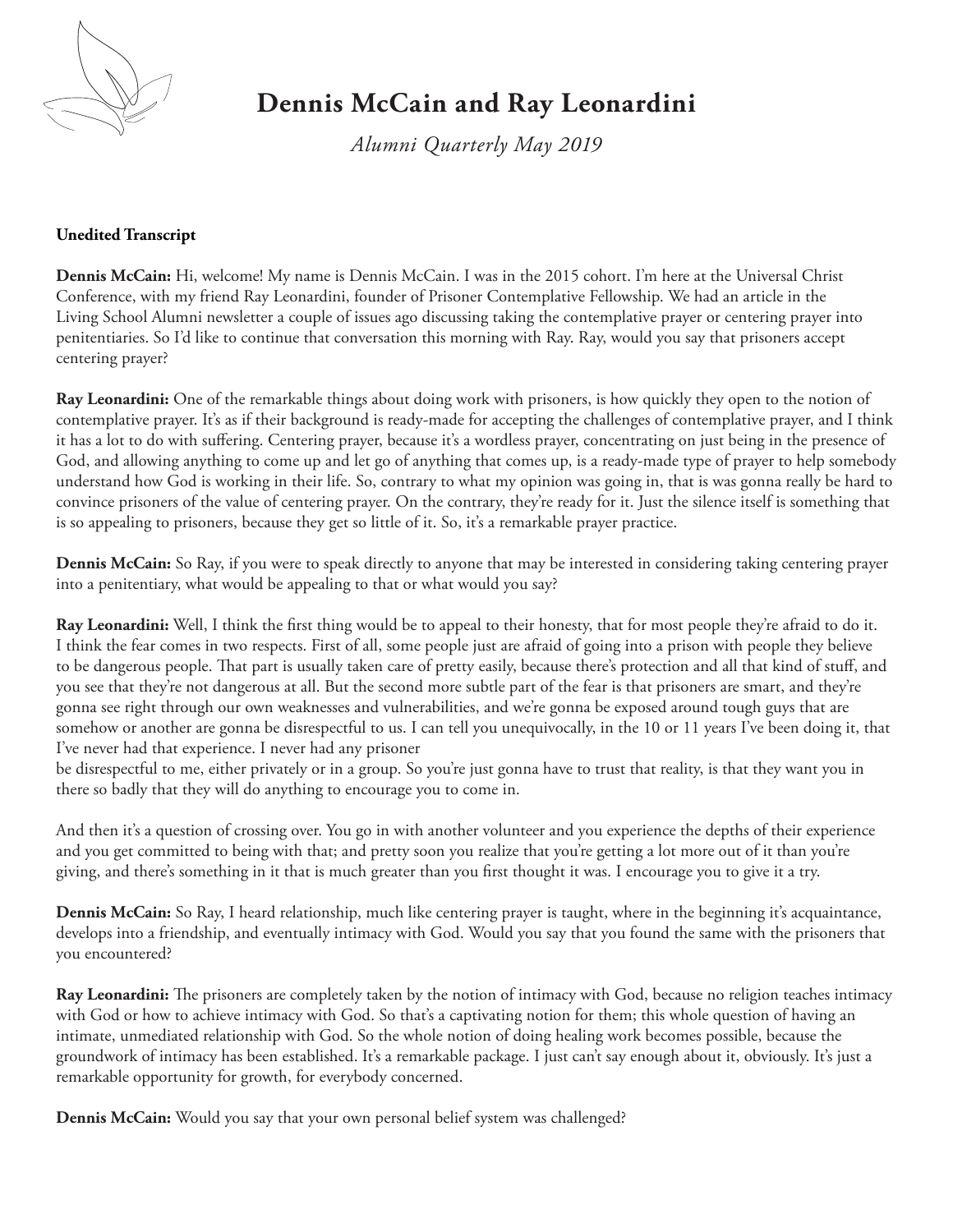# Dennis McCain and Ray Leonardini

*Alumni Quarterly May 2019*

**Unedited Transcript**

**Dennis McCain:** Hi, welcome! My name is Dennis McCain. I was in the 2015 cohort. I'm here at the Universal Christ Conference, with my friend Ray Leonardini, founder of Prisoner Contemplative Fellowship. We had an article in the Living School Alumni newsletter a couple of issues ago discussing taking the contemplative prayer or centering prayer into penitentiaries. So I'd like to continue that conversation this morning with Ray. Ray, would you say that prisoners accept centering prayer?

**Ray Leonardini:** One of the remarkable things about doing work with prisoners, is how quickly they open to the notion of contemplative prayer. It's as if their background is ready-made for accepting the challenges of contemplative prayer, and I think it has a lot to do with suffering. Centering prayer, because it's a wordless prayer, concentrating on just being in the presence of God, and allowing anything to come up and let go of anything that comes up, is a ready-made type of prayer to help somebody understand how God is working in their life. So, contrary to what my opinion was going in, that is was gonna really be hard to convince prisoners of the value of centering prayer. On the contrary, they're ready for it. Just the silence itself is something that is so appealing to prisoners, because they get so little of it. So, it's a remarkable prayer practice.

**Dennis McCain:** So Ray, if you were to speak directly to anyone that may be interested in considering taking centering prayer into a penitentiary, what would be appealing to that or what would you say?

**Ray Leonardini:** Well, I think the first thing would be to appeal to their honesty, that for most people they're afraid to do it. I think the fear comes in two respects. First of all, some people just are afraid of going into a prison with people they believe to be dangerous people. That part is usually taken care of pretty easily, because there's protection and all that kind of stuff, and you see that they're not dangerous at all. But the second more subtle part of the fear is that prisoners are smart, and they're gonna see right through our own weaknesses and vulnerabilities, and we're gonna be exposed around tough guys that are somehow or another are gonna be disrespectful to us. I can tell you unequivocally, in the 10 or 11 years I've been doing it, that I've never had that experience. I never had any prisoner be disrespectful to me, either privately or in a group. So you're just gonna have to trust that reality, is that they want you in there so badly that they will do anything to encourage you to come in.

And then it's a question of crossing over. You go in with another volunteer and you experience the depths of their experience and you get committed to being with that; and pretty soon you realize that you're getting a lot more out of it than you're giving, and there's something in it that is much greater than you first thought it was. I encourage you to give it a try.

**Dennis McCain:** So Ray, I heard relationship, much like centering prayer is taught, where in the beginning it's acquaintance, develops into a friendship, and eventually intimacy with God. Would you say that you found the same with the prisoners that you encountered?

**Ray Leonardini:** The prisoners are completely taken by the notion of intimacy with God, because no religion teaches intimacy with God or how to achieve intimacy with God. So that's a captivating notion for them; this whole question of having an intimate, unmediated relationship with God. So the whole notion of doing healing work becomes possible, because the groundwork of intimacy has been established. It's a remarkable package. I just can't say enough about it, obviously. It's just a remarkable opportunity for growth, for everybody concerned.

**Dennis McCain:** Would you say that your own personal belief system was challenged?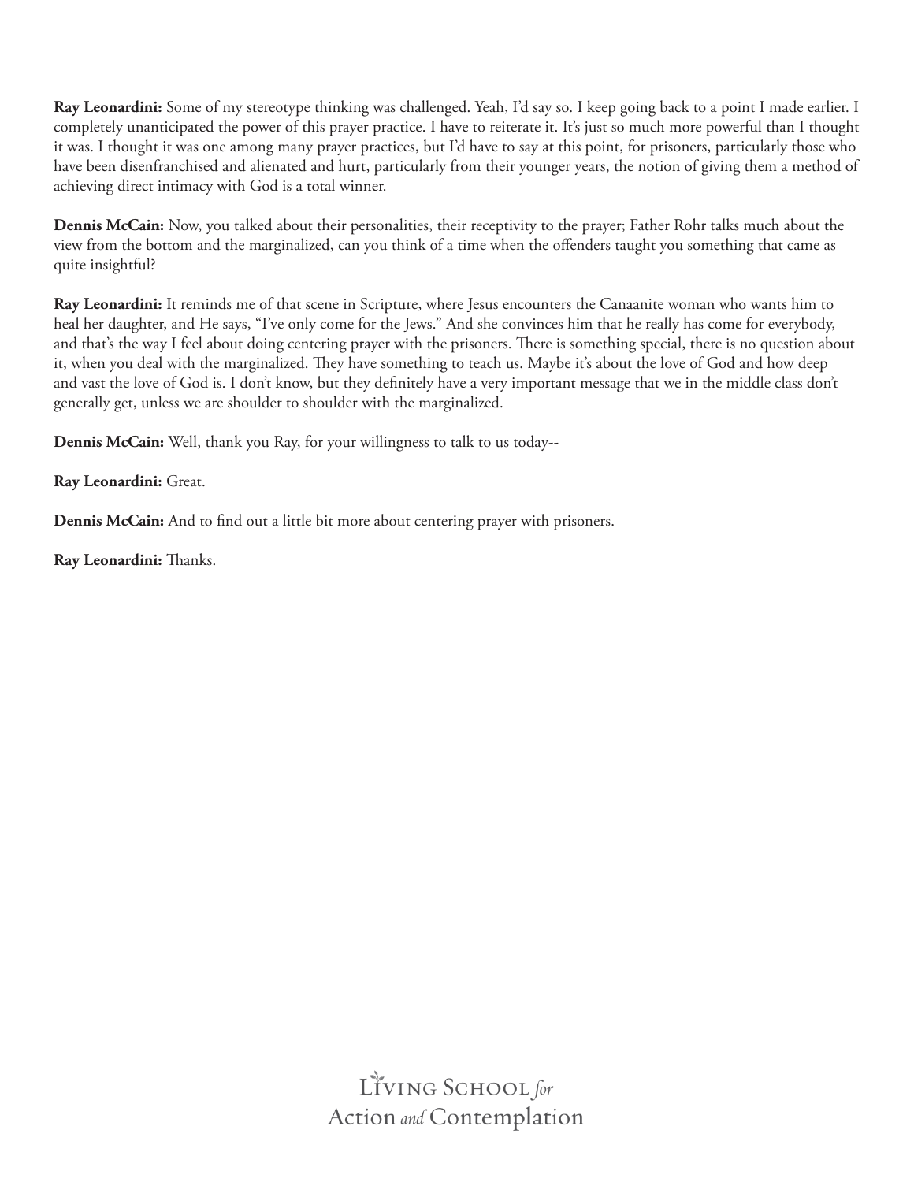**Ray Leonardini:** Some of my stereotype thinking was challenged. Yeah, I'd say so. I keep going back to a point I made earlier. I completely unanticipated the power of this prayer practice. I have to reiterate it. It's just so much more powerful than I thought it was. I thought it was one among many prayer practices, but I'd have to say at this point, for prisoners, particularly those who have been disenfranchised and alienated and hurt, particularly from their younger years, the notion of giving them a method of achieving direct intimacy with God is a total winner.

**Dennis McCain:** Now, you talked about their personalities, their receptivity to the prayer; Father Rohr talks much about the view from the bottom and the marginalized, can you think of a time when the offenders taught you something that came as quite insightful?

**Ray Leonardini:** It reminds me of that scene in Scripture, where Jesus encounters the Canaanite woman who wants him to heal her daughter, and He says, "I've only come for the Jews." And she convinces him that he really has come for everybody, and that's the way I feel about doing centering prayer with the prisoners. There is something special, there is no question about it, when you deal with the marginalized. They have something to teach us. Maybe it's about the love of God and how deep and vast the love of God is. I don't know, but they definitely have a very important message that we in the middle class don't generally get, unless we are shoulder to shoulder with the marginalized.

**Dennis McCain:** Well, thank you Ray, for your willingness to talk to us today--

**Ray Leonardini:** Great.

**Dennis McCain:** And to find out a little bit more about centering prayer with prisoners.

**Ray Leonardini:** Thanks.